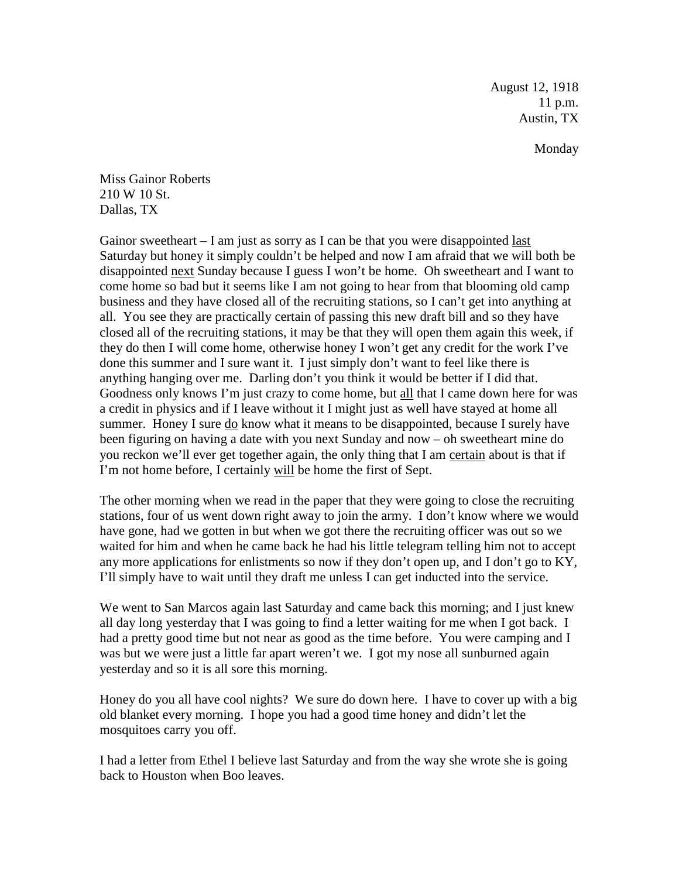August 12, 1918
11 p.m.
Austin, TX

Monday

Miss Gainor Roberts
210 W 10 St.
Dallas, TX

Gainor sweetheart – I am just as sorry as I can be that you were disappointed <u>last</u> Saturday but honey it simply couldn't be helped and now I am afraid that we will both be disappointed <u>next</u> Sunday because I guess I won't be home. Oh sweetheart and I want to come home so bad but it seems like I am not going to hear from that blooming old camp business and they have closed all of the recruiting stations, so I can't get into anything at all. You see they are practically certain of passing this new draft bill and so they have closed all of the recruiting stations, it may be that they will open them again this week, if they do then I will come home, otherwise honey I won't get any credit for the work I've done this summer and I sure want it. I just simply don't want to feel like there is anything hanging over me. Darling don't you think it would be better if I did that. Goodness only knows I'm just crazy to come home, but <u>all</u> that I came down here for was a credit in physics and if I leave without it I might just as well have stayed at home all summer. Honey I sure <u>do</u> know what it means to be disappointed, because I surely have been figuring on having a date with you next Sunday and now – oh sweetheart mine do you reckon we'll ever get together again, the only thing that I am <u>certain</u> about is that if I'm not home before, I certainly <u>will</u> be home the first of Sept.

The other morning when we read in the paper that they were going to close the recruiting stations, four of us went down right away to join the army. I don't know where we would have gone, had we gotten in but when we got there the recruiting officer was out so we waited for him and when he came back he had his little telegram telling him not to accept any more applications for enlistments so now if they don't open up, and I don't go to KY, I'll simply have to wait until they draft me unless I can get inducted into the service.

We went to San Marcos again last Saturday and came back this morning; and I just knew all day long yesterday that I was going to find a letter waiting for me when I got back. I had a pretty good time but not near as good as the time before. You were camping and I was but we were just a little far apart weren't we. I got my nose all sunburned again yesterday and so it is all sore this morning.

Honey do you all have cool nights? We sure do down here. I have to cover up with a big old blanket every morning. I hope you had a good time honey and didn't let the mosquitoes carry you off.

I had a letter from Ethel I believe last Saturday and from the way she wrote she is going back to Houston when Boo leaves.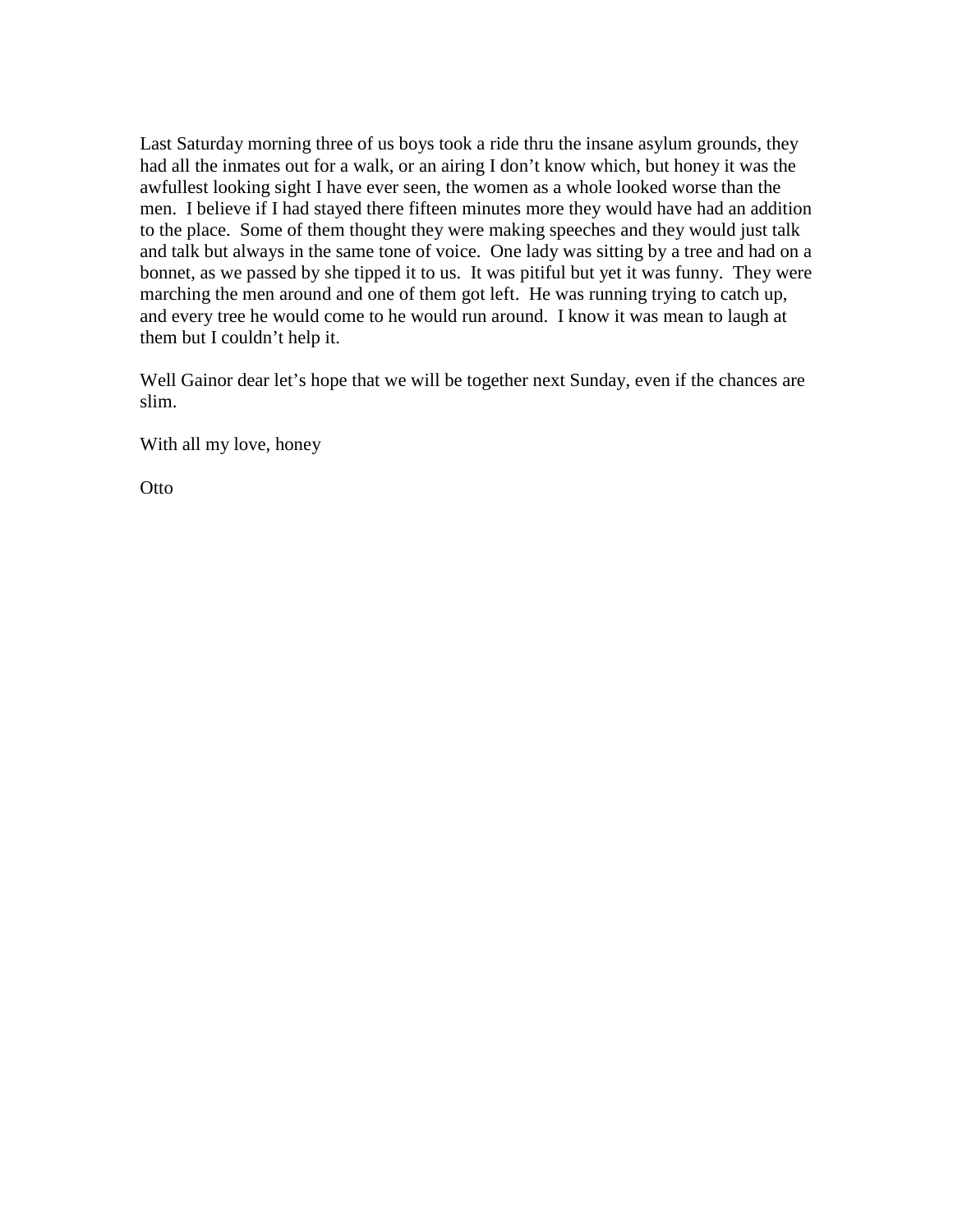Last Saturday morning three of us boys took a ride thru the insane asylum grounds, they had all the inmates out for a walk, or an airing I don't know which, but honey it was the awfullest looking sight I have ever seen, the women as a whole looked worse than the men. I believe if I had stayed there fifteen minutes more they would have had an addition to the place. Some of them thought they were making speeches and they would just talk and talk but always in the same tone of voice. One lady was sitting by a tree and had on a bonnet, as we passed by she tipped it to us. It was pitiful but yet it was funny. They were marching the men around and one of them got left. He was running trying to catch up, and every tree he would come to he would run around. I know it was mean to laugh at them but I couldn't help it.

Well Gainor dear let's hope that we will be together next Sunday, even if the chances are slim.

With all my love, honey

Otto